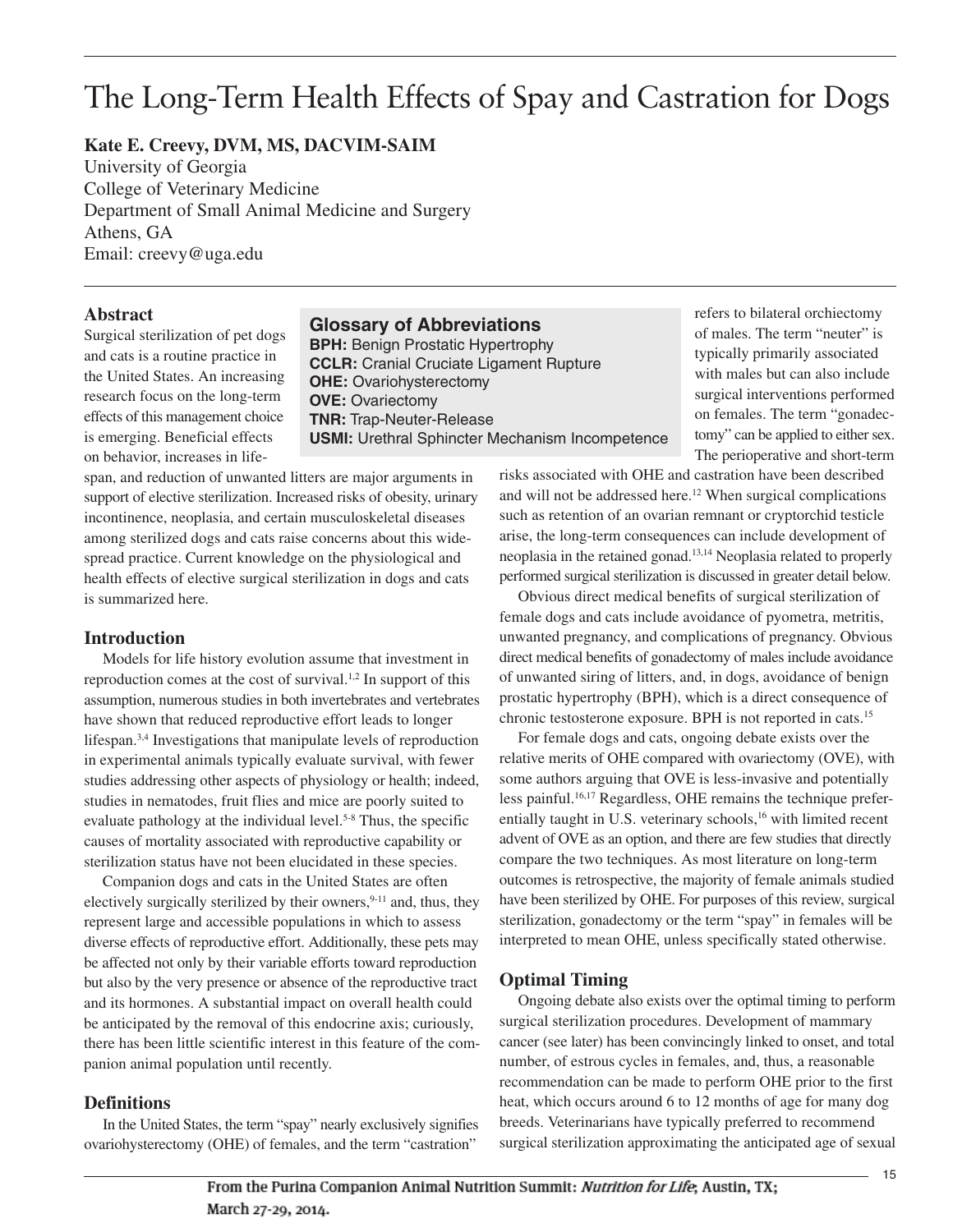# The Long-Term Health Effects of Spay and Castration for Dogs

**Kate E. Creevy, DVM, MS, DACVIM-SAIM**
University of Georgia
College of Veterinary Medicine
Department of Small Animal Medicine and Surgery
Athens, GA
Email: creevy@uga.edu

## Abstract

Surgical sterilization of pet dogs and cats is a routine practice in the United States. An increasing research focus on the long-term effects of this management choice is emerging. Beneficial effects on behavior, increases in lifespan, and reduction of unwanted litters are major arguments in support of elective sterilization. Increased risks of obesity, urinary incontinence, neoplasia, and certain musculoskeletal diseases among sterilized dogs and cats raise concerns about this widespread practice. Current knowledge on the physiological and health effects of elective surgical sterilization in dogs and cats is summarized here.

### Glossary of Abbreviations

**BPH:** Benign Prostatic Hypertrophy
**CCLR:** Cranial Cruciate Ligament Rupture
**OHE:** Ovariohysterectomy
**OVE:** Ovariectomy
**TNR:** Trap-Neuter-Release
**USMI:** Urethral Sphincter Mechanism Incompetence

## Introduction

Models for life history evolution assume that investment in reproduction comes at the cost of survival.[1,2] In support of this assumption, numerous studies in both invertebrates and vertebrates have shown that reduced reproductive effort leads to longer lifespan.[3,4] Investigations that manipulate levels of reproduction in experimental animals typically evaluate survival, with fewer studies addressing other aspects of physiology or health; indeed, studies in nematodes, fruit flies and mice are poorly suited to evaluate pathology at the individual level.[5-8] Thus, the specific causes of mortality associated with reproductive capability or sterilization status have not been elucidated in these species.

Companion dogs and cats in the United States are often electively surgically sterilized by their owners,[9-11] and, thus, they represent large and accessible populations in which to assess diverse effects of reproductive effort. Additionally, these pets may be affected not only by their variable efforts toward reproduction but also by the very presence or absence of the reproductive tract and its hormones. A substantial impact on overall health could be anticipated by the removal of this endocrine axis; curiously, there has been little scientific interest in this feature of the companion animal population until recently.

## Definitions

In the United States, the term "spay" nearly exclusively signifies ovariohysterectomy (OHE) of females, and the term "castration" refers to bilateral orchiectomy of males. The term "neuter" is typically primarily associated with males but can also include surgical interventions performed on females. The term "gonadectomy" can be applied to either sex. The perioperative and short-term risks associated with OHE and castration have been described and will not be addressed here.[12] When surgical complications such as retention of an ovarian remnant or cryptorchid testicle arise, the long-term consequences can include development of neoplasia in the retained gonad.[13,14] Neoplasia related to properly performed surgical sterilization is discussed in greater detail below.

Obvious direct medical benefits of surgical sterilization of female dogs and cats include avoidance of pyometra, metritis, unwanted pregnancy, and complications of pregnancy. Obvious direct medical benefits of gonadectomy of males include avoidance of unwanted siring of litters, and, in dogs, avoidance of benign prostatic hypertrophy (BPH), which is a direct consequence of chronic testosterone exposure. BPH is not reported in cats.[15]

For female dogs and cats, ongoing debate exists over the relative merits of OHE compared with ovariectomy (OVE), with some authors arguing that OVE is less-invasive and potentially less painful.[16,17] Regardless, OHE remains the technique preferentially taught in U.S. veterinary schools,[16] with limited recent advent of OVE as an option, and there are few studies that directly compare the two techniques. As most literature on long-term outcomes is retrospective, the majority of female animals studied have been sterilized by OHE. For purposes of this review, surgical sterilization, gonadectomy or the term "spay" in females will be interpreted to mean OHE, unless specifically stated otherwise.

## Optimal Timing

Ongoing debate also exists over the optimal timing to perform surgical sterilization procedures. Development of mammary cancer (see later) has been convincingly linked to onset, and total number, of estrous cycles in females, and, thus, a reasonable recommendation can be made to perform OHE prior to the first heat, which occurs around 6 to 12 months of age for many dog breeds. Veterinarians have typically preferred to recommend surgical sterilization approximating the anticipated age of sexual

From the Purina Companion Animal Nutrition Summit: *Nutrition for Life*; Austin, TX; March 27-29, 2014.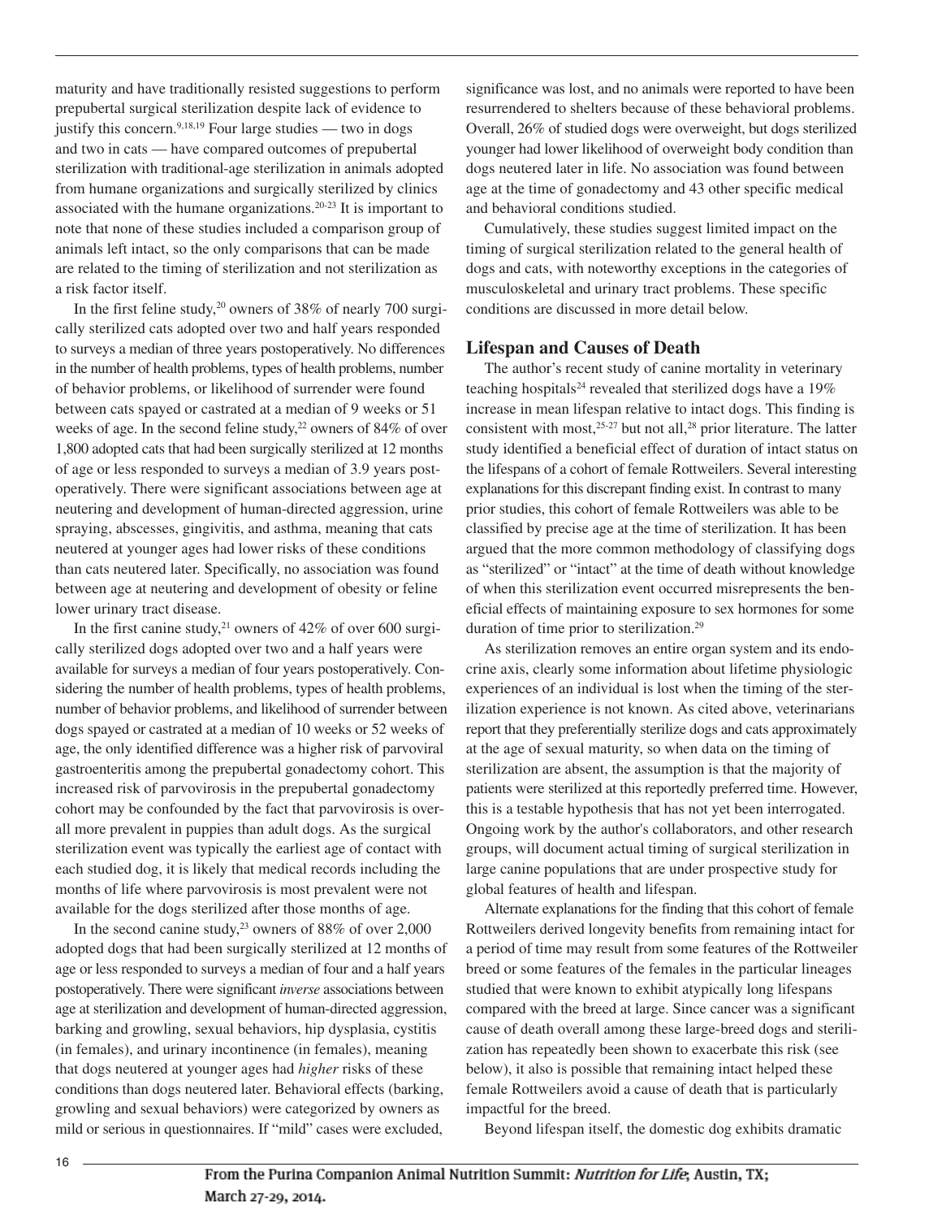maturity and have traditionally resisted suggestions to perform prepubertal surgical sterilization despite lack of evidence to justify this concern.[9,18,19] Four large studies — two in dogs and two in cats — have compared outcomes of prepubertal sterilization with traditional-age sterilization in animals adopted from humane organizations and surgically sterilized by clinics associated with the humane organizations.[20-23] It is important to note that none of these studies included a comparison group of animals left intact, so the only comparisons that can be made are related to the timing of sterilization and not sterilization as a risk factor itself.

In the first feline study,[20] owners of 38% of nearly 700 surgically sterilized cats adopted over two and half years responded to surveys a median of three years postoperatively. No differences in the number of health problems, types of health problems, number of behavior problems, or likelihood of surrender were found between cats spayed or castrated at a median of 9 weeks or 51 weeks of age. In the second feline study,[22] owners of 84% of over 1,800 adopted cats that had been surgically sterilized at 12 months of age or less responded to surveys a median of 3.9 years postoperatively. There were significant associations between age at neutering and development of human-directed aggression, urine spraying, abscesses, gingivitis, and asthma, meaning that cats neutered at younger ages had lower risks of these conditions than cats neutered later. Specifically, no association was found between age at neutering and development of obesity or feline lower urinary tract disease.

In the first canine study,[21] owners of 42% of over 600 surgically sterilized dogs adopted over two and a half years were available for surveys a median of four years postoperatively. Considering the number of health problems, types of health problems, number of behavior problems, and likelihood of surrender between dogs spayed or castrated at a median of 10 weeks or 52 weeks of age, the only identified difference was a higher risk of parvoviral gastroenteritis among the prepubertal gonadectomy cohort. This increased risk of parvovirosis in the prepubertal gonadectomy cohort may be confounded by the fact that parvovirosis is overall more prevalent in puppies than adult dogs. As the surgical sterilization event was typically the earliest age of contact with each studied dog, it is likely that medical records including the months of life where parvovirosis is most prevalent were not available for the dogs sterilized after those months of age.

In the second canine study,[23] owners of 88% of over 2,000 adopted dogs that had been surgically sterilized at 12 months of age or less responded to surveys a median of four and a half years postoperatively. There were significant *inverse* associations between age at sterilization and development of human-directed aggression, barking and growling, sexual behaviors, hip dysplasia, cystitis (in females), and urinary incontinence (in females), meaning that dogs neutered at younger ages had *higher* risks of these conditions than dogs neutered later. Behavioral effects (barking, growling and sexual behaviors) were categorized by owners as mild or serious in questionnaires. If "mild" cases were excluded, significance was lost, and no animals were reported to have been resurrendered to shelters because of these behavioral problems. Overall, 26% of studied dogs were overweight, but dogs sterilized younger had lower likelihood of overweight body condition than dogs neutered later in life. No association was found between age at the time of gonadectomy and 43 other specific medical and behavioral conditions studied.

Cumulatively, these studies suggest limited impact on the timing of surgical sterilization related to the general health of dogs and cats, with noteworthy exceptions in the categories of musculoskeletal and urinary tract problems. These specific conditions are discussed in more detail below.

## Lifespan and Causes of Death

The author's recent study of canine mortality in veterinary teaching hospitals[24] revealed that sterilized dogs have a 19% increase in mean lifespan relative to intact dogs. This finding is consistent with most,[25-27] but not all,[28] prior literature. The latter study identified a beneficial effect of duration of intact status on the lifespans of a cohort of female Rottweilers. Several interesting explanations for this discrepant finding exist. In contrast to many prior studies, this cohort of female Rottweilers was able to be classified by precise age at the time of sterilization. It has been argued that the more common methodology of classifying dogs as "sterilized" or "intact" at the time of death without knowledge of when this sterilization event occurred misrepresents the beneficial effects of maintaining exposure to sex hormones for some duration of time prior to sterilization.[29]

As sterilization removes an entire organ system and its endocrine axis, clearly some information about lifetime physiologic experiences of an individual is lost when the timing of the sterilization experience is not known. As cited above, veterinarians report that they preferentially sterilize dogs and cats approximately at the age of sexual maturity, so when data on the timing of sterilization are absent, the assumption is that the majority of patients were sterilized at this reportedly preferred time. However, this is a testable hypothesis that has not yet been interrogated. Ongoing work by the author's collaborators, and other research groups, will document actual timing of surgical sterilization in large canine populations that are under prospective study for global features of health and lifespan.

Alternate explanations for the finding that this cohort of female Rottweilers derived longevity benefits from remaining intact for a period of time may result from some features of the Rottweiler breed or some features of the females in the particular lineages studied that were known to exhibit atypically long lifespans compared with the breed at large. Since cancer was a significant cause of death overall among these large-breed dogs and sterilization has repeatedly been shown to exacerbate this risk (see below), it also is possible that remaining intact helped these female Rottweilers avoid a cause of death that is particularly impactful for the breed.

Beyond lifespan itself, the domestic dog exhibits dramatic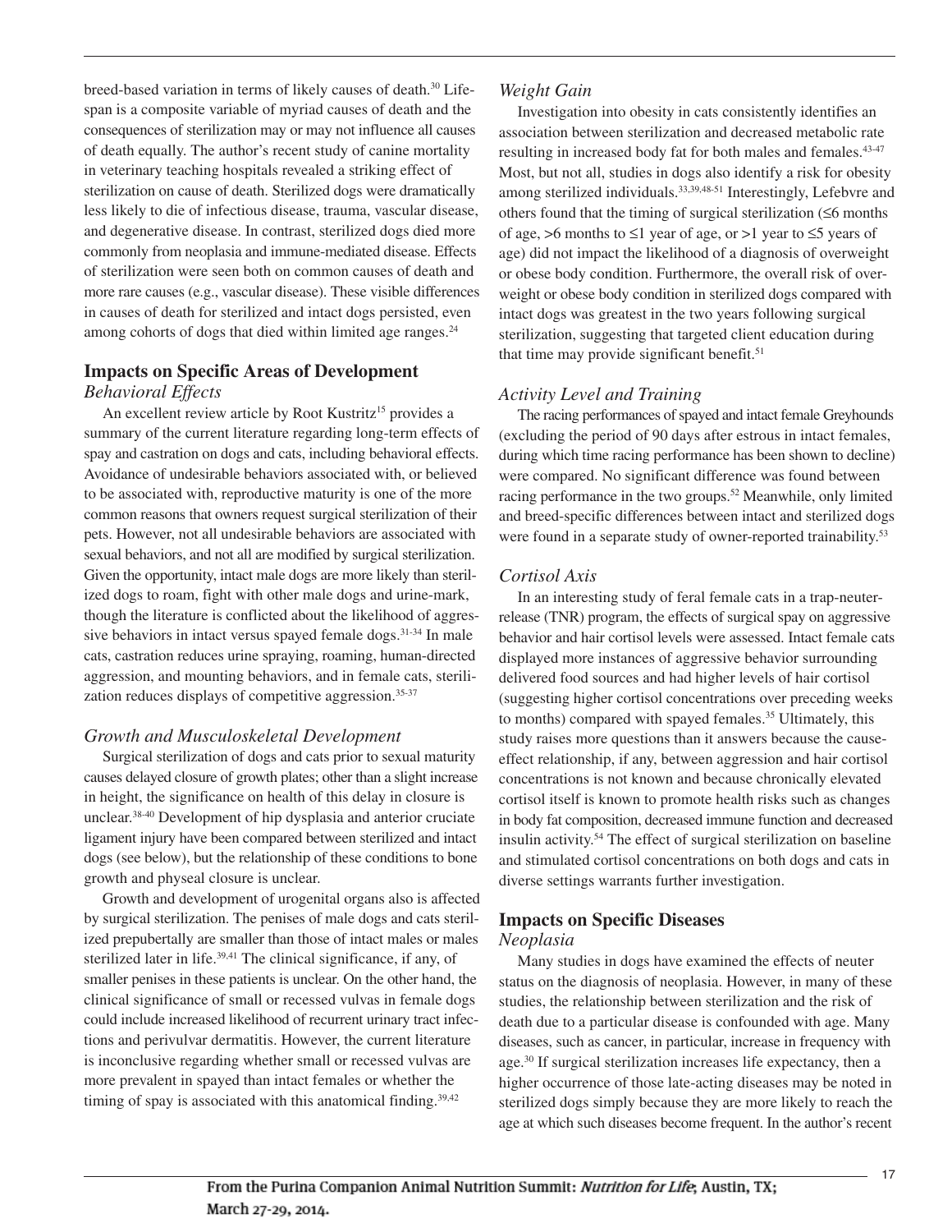breed-based variation in terms of likely causes of death.[30] Lifespan is a composite variable of myriad causes of death and the consequences of sterilization may or may not influence all causes of death equally. The author's recent study of canine mortality in veterinary teaching hospitals revealed a striking effect of sterilization on cause of death. Sterilized dogs were dramatically less likely to die of infectious disease, trauma, vascular disease, and degenerative disease. In contrast, sterilized dogs died more commonly from neoplasia and immune-mediated disease. Effects of sterilization were seen both on common causes of death and more rare causes (e.g., vascular disease). These visible differences in causes of death for sterilized and intact dogs persisted, even among cohorts of dogs that died within limited age ranges.[24]

## Impacts on Specific Areas of Development

### *Behavioral Effects*

An excellent review article by Root Kustritz[15] provides a summary of the current literature regarding long-term effects of spay and castration on dogs and cats, including behavioral effects. Avoidance of undesirable behaviors associated with, or believed to be associated with, reproductive maturity is one of the more common reasons that owners request surgical sterilization of their pets. However, not all undesirable behaviors are associated with sexual behaviors, and not all are modified by surgical sterilization. Given the opportunity, intact male dogs are more likely than sterilized dogs to roam, fight with other male dogs and urine-mark, though the literature is conflicted about the likelihood of aggressive behaviors in intact versus spayed female dogs.[31-34] In male cats, castration reduces urine spraying, roaming, human-directed aggression, and mounting behaviors, and in female cats, sterilization reduces displays of competitive aggression.[35-37]

### *Growth and Musculoskeletal Development*

Surgical sterilization of dogs and cats prior to sexual maturity causes delayed closure of growth plates; other than a slight increase in height, the significance on health of this delay in closure is unclear.[38-40] Development of hip dysplasia and anterior cruciate ligament injury have been compared between sterilized and intact dogs (see below), but the relationship of these conditions to bone growth and physeal closure is unclear.

Growth and development of urogenital organs also is affected by surgical sterilization. The penises of male dogs and cats sterilized prepubertally are smaller than those of intact males or males sterilized later in life.[39,41] The clinical significance, if any, of smaller penises in these patients is unclear. On the other hand, the clinical significance of small or recessed vulvas in female dogs could include increased likelihood of recurrent urinary tract infections and perivulvar dermatitis. However, the current literature is inconclusive regarding whether small or recessed vulvas are more prevalent in spayed than intact females or whether the timing of spay is associated with this anatomical finding.[39,42]

### *Weight Gain*

Investigation into obesity in cats consistently identifies an association between sterilization and decreased metabolic rate resulting in increased body fat for both males and females.[43-47] Most, but not all, studies in dogs also identify a risk for obesity among sterilized individuals.[33,39,48-51] Interestingly, Lefebvre and others found that the timing of surgical sterilization (≤6 months of age, >6 months to ≤1 year of age, or >1 year to ≤5 years of age) did not impact the likelihood of a diagnosis of overweight or obese body condition. Furthermore, the overall risk of overweight or obese body condition in sterilized dogs compared with intact dogs was greatest in the two years following surgical sterilization, suggesting that targeted client education during that time may provide significant benefit.[51]

### *Activity Level and Training*

The racing performances of spayed and intact female Greyhounds (excluding the period of 90 days after estrous in intact females, during which time racing performance has been shown to decline) were compared. No significant difference was found between racing performance in the two groups.[52] Meanwhile, only limited and breed-specific differences between intact and sterilized dogs were found in a separate study of owner-reported trainability.[53]

### *Cortisol Axis*

In an interesting study of feral female cats in a trap-neuter-release (TNR) program, the effects of surgical spay on aggressive behavior and hair cortisol levels were assessed. Intact female cats displayed more instances of aggressive behavior surrounding delivered food sources and had higher levels of hair cortisol (suggesting higher cortisol concentrations over preceding weeks to months) compared with spayed females.[35] Ultimately, this study raises more questions than it answers because the cause-effect relationship, if any, between aggression and hair cortisol concentrations is not known and because chronically elevated cortisol itself is known to promote health risks such as changes in body fat composition, decreased immune function and decreased insulin activity.[54] The effect of surgical sterilization on baseline and stimulated cortisol concentrations on both dogs and cats in diverse settings warrants further investigation.

## Impacts on Specific Diseases

### *Neoplasia*

Many studies in dogs have examined the effects of neuter status on the diagnosis of neoplasia. However, in many of these studies, the relationship between sterilization and the risk of death due to a particular disease is confounded with age. Many diseases, such as cancer, in particular, increase in frequency with age.[30] If surgical sterilization increases life expectancy, then a higher occurrence of those late-acting diseases may be noted in sterilized dogs simply because they are more likely to reach the age at which such diseases become frequent. In the author's recent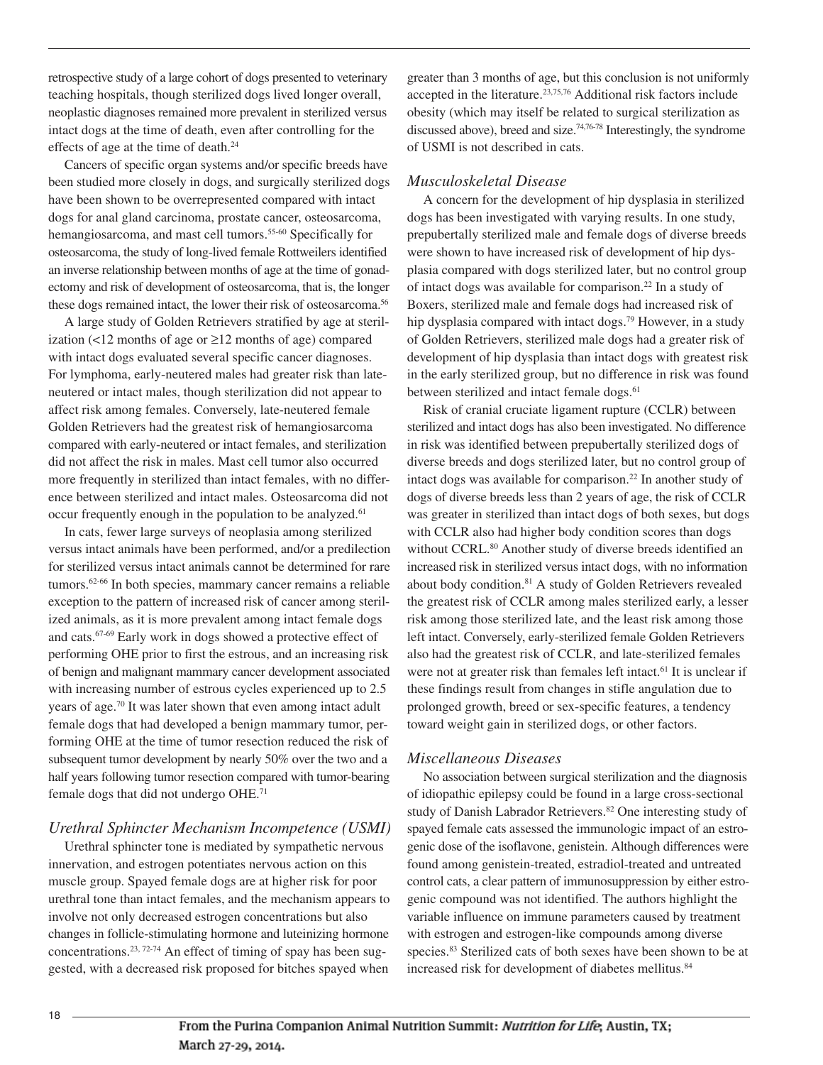retrospective study of a large cohort of dogs presented to veterinary teaching hospitals, though sterilized dogs lived longer overall, neoplastic diagnoses remained more prevalent in sterilized versus intact dogs at the time of death, even after controlling for the effects of age at the time of death.[24]

Cancers of specific organ systems and/or specific breeds have been studied more closely in dogs, and surgically sterilized dogs have been shown to be overrepresented compared with intact dogs for anal gland carcinoma, prostate cancer, osteosarcoma, hemangiosarcoma, and mast cell tumors.[55-60] Specifically for osteosarcoma, the study of long-lived female Rottweilers identified an inverse relationship between months of age at the time of gonadectomy and risk of development of osteosarcoma, that is, the longer these dogs remained intact, the lower their risk of osteosarcoma.[56]

A large study of Golden Retrievers stratified by age at sterilization (<12 months of age or ≥12 months of age) compared with intact dogs evaluated several specific cancer diagnoses. For lymphoma, early-neutered males had greater risk than late-neutered or intact males, though sterilization did not appear to affect risk among females. Conversely, late-neutered female Golden Retrievers had the greatest risk of hemangiosarcoma compared with early-neutered or intact females, and sterilization did not affect the risk in males. Mast cell tumor also occurred more frequently in sterilized than intact females, with no difference between sterilized and intact males. Osteosarcoma did not occur frequently enough in the population to be analyzed.[61]

In cats, fewer large surveys of neoplasia among sterilized versus intact animals have been performed, and/or a predilection for sterilized versus intact animals cannot be determined for rare tumors.[62-66] In both species, mammary cancer remains a reliable exception to the pattern of increased risk of cancer among sterilized animals, as it is more prevalent among intact female dogs and cats.[67-69] Early work in dogs showed a protective effect of performing OHE prior to first the estrous, and an increasing risk of benign and malignant mammary cancer development associated with increasing number of estrous cycles experienced up to 2.5 years of age.[70] It was later shown that even among intact adult female dogs that had developed a benign mammary tumor, performing OHE at the time of tumor resection reduced the risk of subsequent tumor development by nearly 50% over the two and a half years following tumor resection compared with tumor-bearing female dogs that did not undergo OHE.[71]

### *Urethral Sphincter Mechanism Incompetence (USMI)*

Urethral sphincter tone is mediated by sympathetic nervous innervation, and estrogen potentiates nervous action on this muscle group. Spayed female dogs are at higher risk for poor urethral tone than intact females, and the mechanism appears to involve not only decreased estrogen concentrations but also changes in follicle-stimulating hormone and luteinizing hormone concentrations.[23, 72-74] An effect of timing of spay has been suggested, with a decreased risk proposed for bitches spayed when greater than 3 months of age, but this conclusion is not uniformly accepted in the literature.[23,75,76] Additional risk factors include obesity (which may itself be related to surgical sterilization as discussed above), breed and size.[74,76-78] Interestingly, the syndrome of USMI is not described in cats.

### *Musculoskeletal Disease*

A concern for the development of hip dysplasia in sterilized dogs has been investigated with varying results. In one study, prepubertally sterilized male and female dogs of diverse breeds were shown to have increased risk of development of hip dysplasia compared with dogs sterilized later, but no control group of intact dogs was available for comparison.[22] In a study of Boxers, sterilized male and female dogs had increased risk of hip dysplasia compared with intact dogs.[79] However, in a study of Golden Retrievers, sterilized male dogs had a greater risk of development of hip dysplasia than intact dogs with greatest risk in the early sterilized group, but no difference in risk was found between sterilized and intact female dogs.[61]

Risk of cranial cruciate ligament rupture (CCLR) between sterilized and intact dogs has also been investigated. No difference in risk was identified between prepubertally sterilized dogs of diverse breeds and dogs sterilized later, but no control group of intact dogs was available for comparison.[22] In another study of dogs of diverse breeds less than 2 years of age, the risk of CCLR was greater in sterilized than intact dogs of both sexes, but dogs with CCLR also had higher body condition scores than dogs without CCRL.[80] Another study of diverse breeds identified an increased risk in sterilized versus intact dogs, with no information about body condition.[81] A study of Golden Retrievers revealed the greatest risk of CCLR among males sterilized early, a lesser risk among those sterilized late, and the least risk among those left intact. Conversely, early-sterilized female Golden Retrievers also had the greatest risk of CCLR, and late-sterilized females were not at greater risk than females left intact.[61] It is unclear if these findings result from changes in stifle angulation due to prolonged growth, breed or sex-specific features, a tendency toward weight gain in sterilized dogs, or other factors.

### *Miscellaneous Diseases*

No association between surgical sterilization and the diagnosis of idiopathic epilepsy could be found in a large cross-sectional study of Danish Labrador Retrievers.[82] One interesting study of spayed female cats assessed the immunologic impact of an estrogenic dose of the isoflavone, genistein. Although differences were found among genistein-treated, estradiol-treated and untreated control cats, a clear pattern of immunosuppression by either estrogenic compound was not identified. The authors highlight the variable influence on immune parameters caused by treatment with estrogen and estrogen-like compounds among diverse species.[83] Sterilized cats of both sexes have been shown to be at increased risk for development of diabetes mellitus.[84]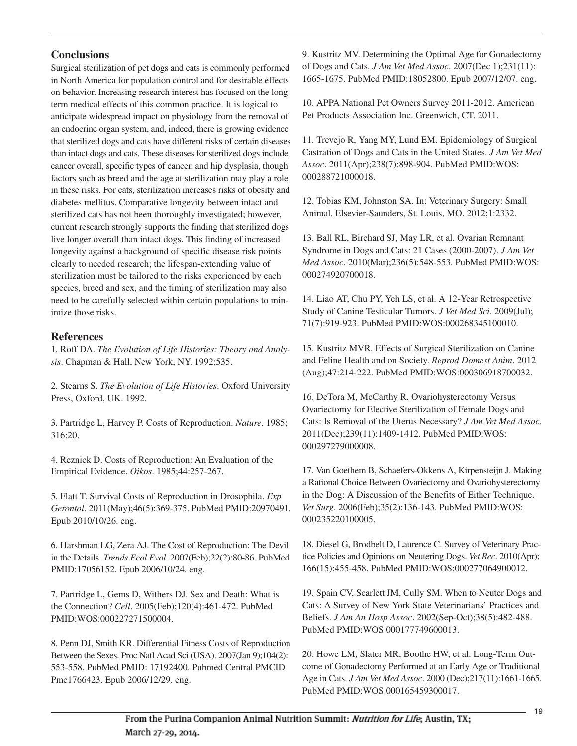## Conclusions

Surgical sterilization of pet dogs and cats is commonly performed in North America for population control and for desirable effects on behavior. Increasing research interest has focused on the long-term medical effects of this common practice. It is logical to anticipate widespread impact on physiology from the removal of an endocrine organ system, and, indeed, there is growing evidence that sterilized dogs and cats have different risks of certain diseases than intact dogs and cats. These diseases for sterilized dogs include cancer overall, specific types of cancer, and hip dysplasia, though factors such as breed and the age at sterilization may play a role in these risks. For cats, sterilization increases risks of obesity and diabetes mellitus. Comparative longevity between intact and sterilized cats has not been thoroughly investigated; however, current research strongly supports the finding that sterilized dogs live longer overall than intact dogs. This finding of increased longevity against a background of specific disease risk points clearly to needed research; the lifespan-extending value of sterilization must be tailored to the risks experienced by each species, breed and sex, and the timing of sterilization may also need to be carefully selected within certain populations to minimize those risks.

## References

1. Roff DA. *The Evolution of Life Histories: Theory and Analysis*. Chapman & Hall, New York, NY. 1992;535.

2. Stearns S. *The Evolution of Life Histories*. Oxford University Press, Oxford, UK. 1992.

3. Partridge L, Harvey P. Costs of Reproduction. *Nature*. 1985; 316:20.

4. Reznick D. Costs of Reproduction: An Evaluation of the Empirical Evidence. *Oikos*. 1985;44:257-267.

5. Flatt T. Survival Costs of Reproduction in Drosophila. *Exp Gerontol*. 2011(May);46(5):369-375. PubMed PMID:20970491. Epub 2010/10/26. eng.

6. Harshman LG, Zera AJ. The Cost of Reproduction: The Devil in the Details. *Trends Ecol Evol*. 2007(Feb);22(2):80-86. PubMed PMID:17056152. Epub 2006/10/24. eng.

7. Partridge L, Gems D, Withers DJ. Sex and Death: What is the Connection? *Cell*. 2005(Feb);120(4):461-472. PubMed PMID:WOS:000227271500004.

8. Penn DJ, Smith KR. Differential Fitness Costs of Reproduction Between the Sexes. Proc Natl Acad Sci (USA). 2007(Jan 9);104(2): 553-558. PubMed PMID: 17192400. Pubmed Central PMCID Pmc1766423. Epub 2006/12/29. eng.

9. Kustritz MV. Determining the Optimal Age for Gonadectomy of Dogs and Cats. *J Am Vet Med Assoc*. 2007(Dec 1);231(11): 1665-1675. PubMed PMID:18052800. Epub 2007/12/07. eng.

10. APPA National Pet Owners Survey 2011-2012. American Pet Products Association Inc. Greenwich, CT. 2011.

11. Trevejo R, Yang MY, Lund EM. Epidemiology of Surgical Castration of Dogs and Cats in the United States. *J Am Vet Med Assoc*. 2011(Apr);238(7):898-904. PubMed PMID:WOS: 000288721000018.

12. Tobias KM, Johnston SA. In: Veterinary Surgery: Small Animal. Elsevier-Saunders, St. Louis, MO. 2012;1:2332.

13. Ball RL, Birchard SJ, May LR, et al. Ovarian Remnant Syndrome in Dogs and Cats: 21 Cases (2000-2007). *J Am Vet Med Assoc*. 2010(Mar);236(5):548-553. PubMed PMID:WOS: 000274920700018.

14. Liao AT, Chu PY, Yeh LS, et al. A 12-Year Retrospective Study of Canine Testicular Tumors. *J Vet Med Sci*. 2009(Jul); 71(7):919-923. PubMed PMID:WOS:000268345100010.

15. Kustritz MVR. Effects of Surgical Sterilization on Canine and Feline Health and on Society. *Reprod Domest Anim*. 2012 (Aug);47:214-222. PubMed PMID:WOS:000306918700032.

16. DeTora M, McCarthy R. Ovariohysterectomy Versus Ovariectomy for Elective Sterilization of Female Dogs and Cats: Is Removal of the Uterus Necessary? *J Am Vet Med Assoc*. 2011(Dec);239(11):1409-1412. PubMed PMID:WOS: 000297279000008.

17. Van Goethem B, Schaefers-Okkens A, Kirpensteijn J. Making a Rational Choice Between Ovariectomy and Ovariohysterectomy in the Dog: A Discussion of the Benefits of Either Technique. *Vet Surg*. 2006(Feb);35(2):136-143. PubMed PMID:WOS: 000235220100005.

18. Diesel G, Brodbelt D, Laurence C. Survey of Veterinary Practice Policies and Opinions on Neutering Dogs. *Vet Rec*. 2010(Apr); 166(15):455-458. PubMed PMID:WOS:000277064900012.

19. Spain CV, Scarlett JM, Cully SM. When to Neuter Dogs and Cats: A Survey of New York State Veterinarians' Practices and Beliefs. *J Am An Hosp Assoc*. 2002(Sep-Oct);38(5):482-488. PubMed PMID:WOS:000177749600013.

20. Howe LM, Slater MR, Boothe HW, et al. Long-Term Outcome of Gonadectomy Performed at an Early Age or Traditional Age in Cats. *J Am Vet Med Assoc*. 2000 (Dec);217(11):1661-1665. PubMed PMID:WOS:000165459300017.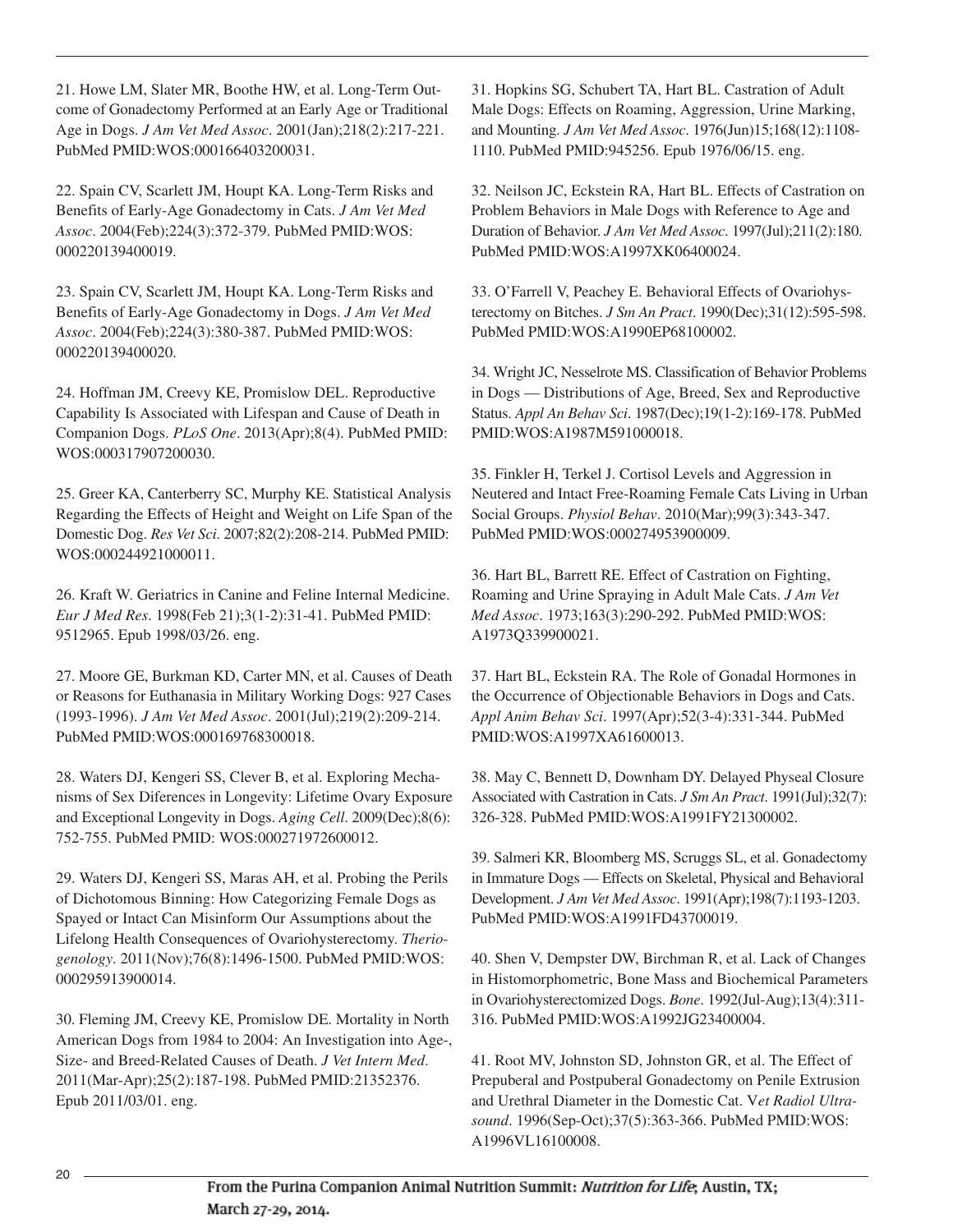21. Howe LM, Slater MR, Boothe HW, et al. Long-Term Outcome of Gonadectomy Performed at an Early Age or Traditional Age in Dogs. *J Am Vet Med Assoc*. 2001(Jan);218(2):217-221. PubMed PMID:WOS:000166403200031.

22. Spain CV, Scarlett JM, Houpt KA. Long-Term Risks and Benefits of Early-Age Gonadectomy in Cats. *J Am Vet Med Assoc*. 2004(Feb);224(3):372-379. PubMed PMID:WOS: 000220139400019.

23. Spain CV, Scarlett JM, Houpt KA. Long-Term Risks and Benefits of Early-Age Gonadectomy in Dogs. *J Am Vet Med Assoc*. 2004(Feb);224(3):380-387. PubMed PMID:WOS: 000220139400020.

24. Hoffman JM, Creevy KE, Promislow DEL. Reproductive Capability Is Associated with Lifespan and Cause of Death in Companion Dogs. *PLoS One*. 2013(Apr);8(4). PubMed PMID: WOS:000317907200030.

25. Greer KA, Canterberry SC, Murphy KE. Statistical Analysis Regarding the Effects of Height and Weight on Life Span of the Domestic Dog. *Res Vet Sci*. 2007;82(2):208-214. PubMed PMID: WOS:000244921000011.

26. Kraft W. Geriatrics in Canine and Feline Internal Medicine. *Eur J Med Res*. 1998(Feb 21);3(1-2):31-41. PubMed PMID: 9512965. Epub 1998/03/26. eng.

27. Moore GE, Burkman KD, Carter MN, et al. Causes of Death or Reasons for Euthanasia in Military Working Dogs: 927 Cases (1993-1996). *J Am Vet Med Assoc*. 2001(Jul);219(2):209-214. PubMed PMID:WOS:000169768300018.

28. Waters DJ, Kengeri SS, Clever B, et al. Exploring Mechanisms of Sex Diferences in Longevity: Lifetime Ovary Exposure and Exceptional Longevity in Dogs. *Aging Cell*. 2009(Dec);8(6): 752-755. PubMed PMID: WOS:000271972600012.

29. Waters DJ, Kengeri SS, Maras AH, et al. Probing the Perils of Dichotomous Binning: How Categorizing Female Dogs as Spayed or Intact Can Misinform Our Assumptions about the Lifelong Health Consequences of Ovariohysterectomy. *Theriogenology*. 2011(Nov);76(8):1496-1500. PubMed PMID:WOS: 000295913900014.

30. Fleming JM, Creevy KE, Promislow DE. Mortality in North American Dogs from 1984 to 2004: An Investigation into Age-, Size- and Breed-Related Causes of Death. *J Vet Intern Med*. 2011(Mar-Apr);25(2):187-198. PubMed PMID:21352376. Epub 2011/03/01. eng.

31. Hopkins SG, Schubert TA, Hart BL. Castration of Adult Male Dogs: Effects on Roaming, Aggression, Urine Marking, and Mounting. *J Am Vet Med Assoc*. 1976(Jun)15;168(12):1108-1110. PubMed PMID:945256. Epub 1976/06/15. eng.

32. Neilson JC, Eckstein RA, Hart BL. Effects of Castration on Problem Behaviors in Male Dogs with Reference to Age and Duration of Behavior. *J Am Vet Med Assoc*. 1997(Jul);211(2):180. PubMed PMID:WOS:A1997XK06400024.

33. O'Farrell V, Peachey E. Behavioral Effects of Ovariohysterectomy on Bitches. *J Sm An Pract*. 1990(Dec);31(12):595-598. PubMed PMID:WOS:A1990EP68100002.

34. Wright JC, Nesselrote MS. Classification of Behavior Problems in Dogs — Distributions of Age, Breed, Sex and Reproductive Status. *Appl An Behav Sci*. 1987(Dec);19(1-2):169-178. PubMed PMID:WOS:A1987M591000018.

35. Finkler H, Terkel J. Cortisol Levels and Aggression in Neutered and Intact Free-Roaming Female Cats Living in Urban Social Groups. *Physiol Behav*. 2010(Mar);99(3):343-347. PubMed PMID:WOS:000274953900009.

36. Hart BL, Barrett RE. Effect of Castration on Fighting, Roaming and Urine Spraying in Adult Male Cats. *J Am Vet Med Assoc*. 1973;163(3):290-292. PubMed PMID:WOS: A1973Q339900021.

37. Hart BL, Eckstein RA. The Role of Gonadal Hormones in the Occurrence of Objectionable Behaviors in Dogs and Cats. *Appl Anim Behav Sci*. 1997(Apr);52(3-4):331-344. PubMed PMID:WOS:A1997XA61600013.

38. May C, Bennett D, Downham DY. Delayed Physeal Closure Associated with Castration in Cats. *J Sm An Pract*. 1991(Jul);32(7): 326-328. PubMed PMID:WOS:A1991FY21300002.

39. Salmeri KR, Bloomberg MS, Scruggs SL, et al. Gonadectomy in Immature Dogs — Effects on Skeletal, Physical and Behavioral Development. *J Am Vet Med Assoc*. 1991(Apr);198(7):1193-1203. PubMed PMID:WOS:A1991FD43700019.

40. Shen V, Dempster DW, Birchman R, et al. Lack of Changes in Histomorphometric, Bone Mass and Biochemical Parameters in Ovariohysterectomized Dogs. *Bone*. 1992(Jul-Aug);13(4):311-316. PubMed PMID:WOS:A1992JG23400004.

41. Root MV, Johnston SD, Johnston GR, et al. The Effect of Prepuberal and Postpuberal Gonadectomy on Penile Extrusion and Urethral Diameter in the Domestic Cat. *Vet Radiol Ultrasound*. 1996(Sep-Oct);37(5):363-366. PubMed PMID:WOS: A1996VL16100008.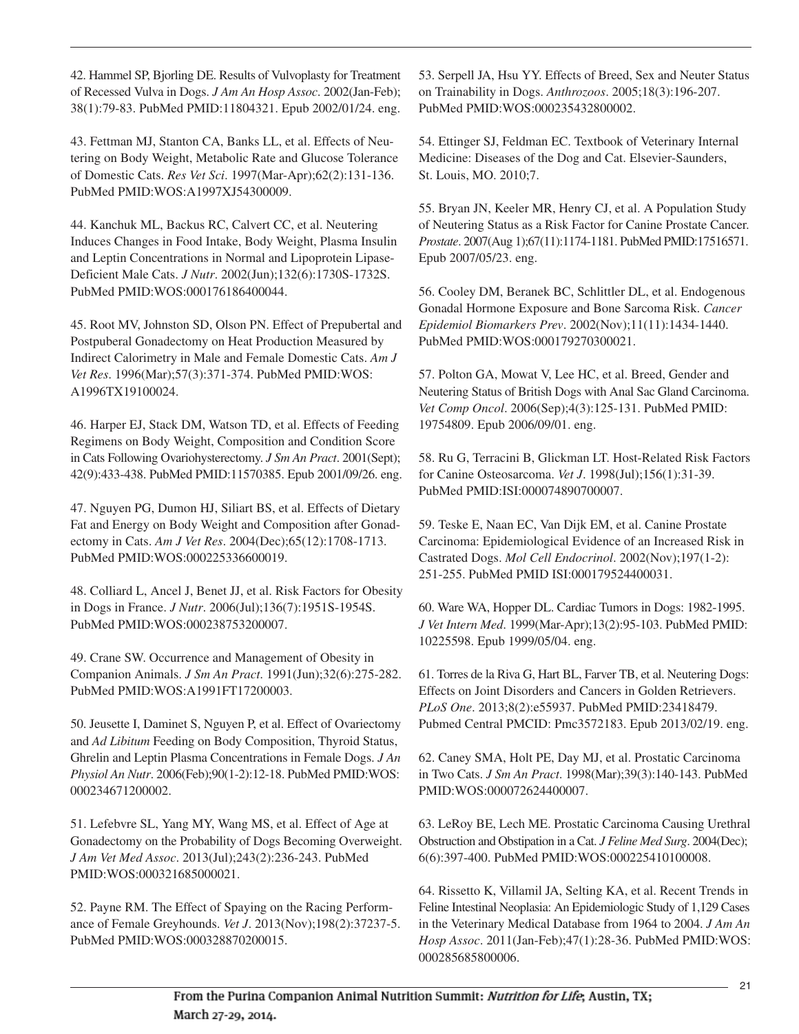42. Hammel SP, Bjorling DE. Results of Vulvoplasty for Treatment of Recessed Vulva in Dogs. *J Am An Hosp Assoc*. 2002(Jan-Feb); 38(1):79-83. PubMed PMID:11804321. Epub 2002/01/24. eng.

43. Fettman MJ, Stanton CA, Banks LL, et al. Effects of Neutering on Body Weight, Metabolic Rate and Glucose Tolerance of Domestic Cats. *Res Vet Sci*. 1997(Mar-Apr);62(2):131-136. PubMed PMID:WOS:A1997XJ54300009.

44. Kanchuk ML, Backus RC, Calvert CC, et al. Neutering Induces Changes in Food Intake, Body Weight, Plasma Insulin and Leptin Concentrations in Normal and Lipoprotein Lipase-Deficient Male Cats. *J Nutr*. 2002(Jun);132(6):1730S-1732S. PubMed PMID:WOS:000176186400044.

45. Root MV, Johnston SD, Olson PN. Effect of Prepubertal and Postpuberal Gonadectomy on Heat Production Measured by Indirect Calorimetry in Male and Female Domestic Cats. *Am J Vet Res*. 1996(Mar);57(3):371-374. PubMed PMID:WOS: A1996TX19100024.

46. Harper EJ, Stack DM, Watson TD, et al. Effects of Feeding Regimens on Body Weight, Composition and Condition Score in Cats Following Ovariohysterectomy. *J Sm An Pract*. 2001(Sept); 42(9):433-438. PubMed PMID:11570385. Epub 2001/09/26. eng.

47. Nguyen PG, Dumon HJ, Siliart BS, et al. Effects of Dietary Fat and Energy on Body Weight and Composition after Gonadectomy in Cats. *Am J Vet Res*. 2004(Dec);65(12):1708-1713. PubMed PMID:WOS:000225336600019.

48. Colliard L, Ancel J, Benet JJ, et al. Risk Factors for Obesity in Dogs in France. *J Nutr*. 2006(Jul);136(7):1951S-1954S. PubMed PMID:WOS:000238753200007.

49. Crane SW. Occurrence and Management of Obesity in Companion Animals. *J Sm An Pract*. 1991(Jun);32(6):275-282. PubMed PMID:WOS:A1991FT17200003.

50. Jeusette I, Daminet S, Nguyen P, et al. Effect of Ovariectomy and *Ad Libitum* Feeding on Body Composition, Thyroid Status, Ghrelin and Leptin Plasma Concentrations in Female Dogs. *J An Physiol An Nutr*. 2006(Feb);90(1-2):12-18. PubMed PMID:WOS: 000234671200002.

51. Lefebvre SL, Yang MY, Wang MS, et al. Effect of Age at Gonadectomy on the Probability of Dogs Becoming Overweight. *J Am Vet Med Assoc*. 2013(Jul);243(2):236-243. PubMed PMID:WOS:000321685000021.

52. Payne RM. The Effect of Spaying on the Racing Performance of Female Greyhounds. *Vet J*. 2013(Nov);198(2):37237-5. PubMed PMID:WOS:000328870200015.

53. Serpell JA, Hsu YY. Effects of Breed, Sex and Neuter Status on Trainability in Dogs. *Anthrozoos*. 2005;18(3):196-207. PubMed PMID:WOS:000235432800002.

54. Ettinger SJ, Feldman EC. Textbook of Veterinary Internal Medicine: Diseases of the Dog and Cat. Elsevier-Saunders, St. Louis, MO. 2010;7.

55. Bryan JN, Keeler MR, Henry CJ, et al. A Population Study of Neutering Status as a Risk Factor for Canine Prostate Cancer. *Prostate*. 2007(Aug 1);67(11):1174-1181. PubMed PMID:17516571. Epub 2007/05/23. eng.

56. Cooley DM, Beranek BC, Schlittler DL, et al. Endogenous Gonadal Hormone Exposure and Bone Sarcoma Risk. *Cancer Epidemiol Biomarkers Prev*. 2002(Nov);11(11):1434-1440. PubMed PMID:WOS:000179270300021.

57. Polton GA, Mowat V, Lee HC, et al. Breed, Gender and Neutering Status of British Dogs with Anal Sac Gland Carcinoma. *Vet Comp Oncol*. 2006(Sep);4(3):125-131. PubMed PMID: 19754809. Epub 2006/09/01. eng.

58. Ru G, Terracini B, Glickman LT. Host-Related Risk Factors for Canine Osteosarcoma. *Vet J*. 1998(Jul);156(1):31-39. PubMed PMID:ISI:000074890700007.

59. Teske E, Naan EC, Van Dijk EM, et al. Canine Prostate Carcinoma: Epidemiological Evidence of an Increased Risk in Castrated Dogs. *Mol Cell Endocrinol*. 2002(Nov);197(1-2): 251-255. PubMed PMID ISI:000179524400031.

60. Ware WA, Hopper DL. Cardiac Tumors in Dogs: 1982-1995. *J Vet Intern Med*. 1999(Mar-Apr);13(2):95-103. PubMed PMID: 10225598. Epub 1999/05/04. eng.

61. Torres de la Riva G, Hart BL, Farver TB, et al. Neutering Dogs: Effects on Joint Disorders and Cancers in Golden Retrievers. *PLoS One*. 2013;8(2):e55937. PubMed PMID:23418479. Pubmed Central PMCID: Pmc3572183. Epub 2013/02/19. eng.

62. Caney SMA, Holt PE, Day MJ, et al. Prostatic Carcinoma in Two Cats. *J Sm An Pract*. 1998(Mar);39(3):140-143. PubMed PMID:WOS:000072624400007.

63. LeRoy BE, Lech ME. Prostatic Carcinoma Causing Urethral Obstruction and Obstipation in a Cat. *J Feline Med Surg*. 2004(Dec); 6(6):397-400. PubMed PMID:WOS:000225410100008.

64. Rissetto K, Villamil JA, Selting KA, et al. Recent Trends in Feline Intestinal Neoplasia: An Epidemiologic Study of 1,129 Cases in the Veterinary Medical Database from 1964 to 2004. *J Am An Hosp Assoc*. 2011(Jan-Feb);47(1):28-36. PubMed PMID:WOS: 000285685800006.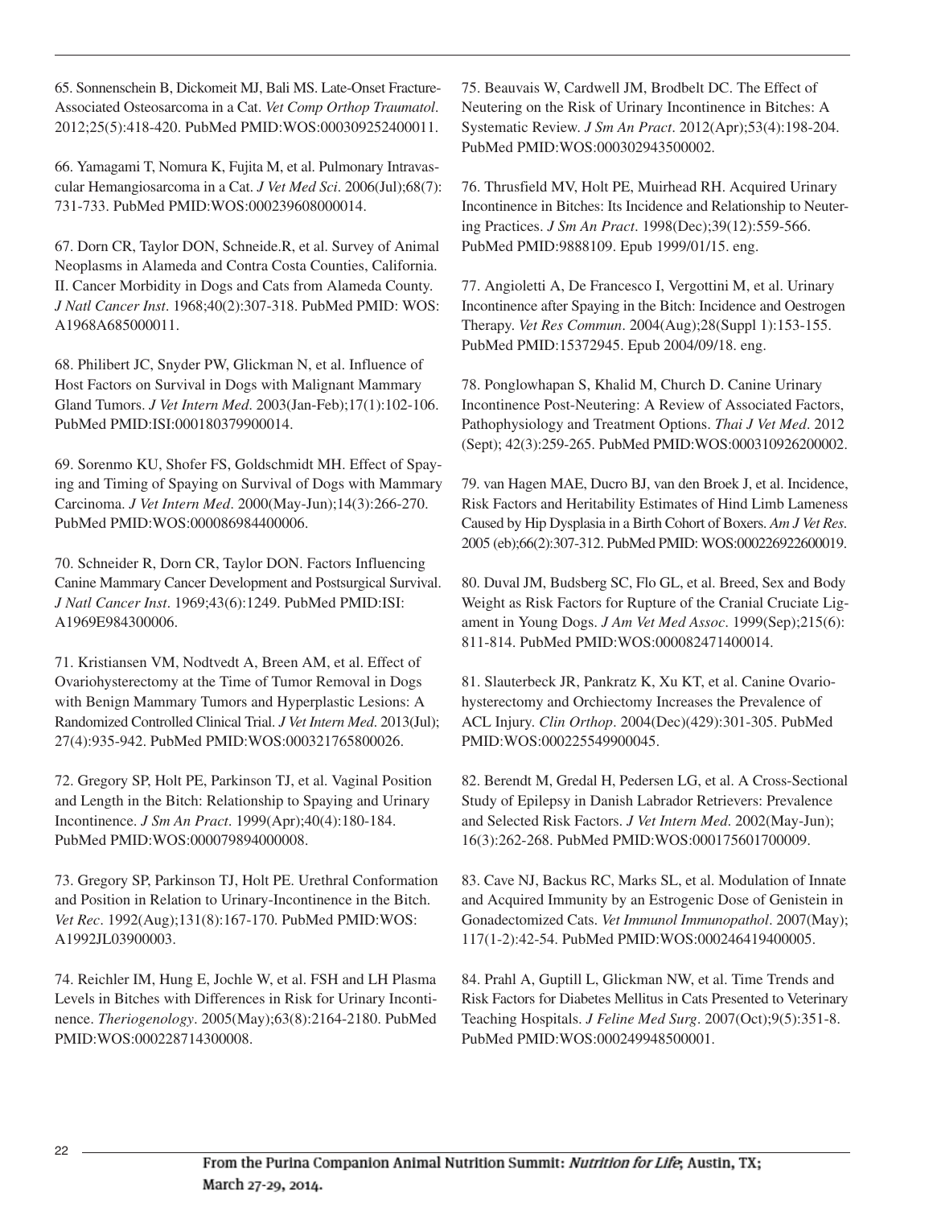65. Sonnenschein B, Dickomeit MJ, Bali MS. Late-Onset Fracture-Associated Osteosarcoma in a Cat. *Vet Comp Orthop Traumatol*. 2012;25(5):418-420. PubMed PMID:WOS:000309252400011.

66. Yamagami T, Nomura K, Fujita M, et al. Pulmonary Intravascular Hemangiosarcoma in a Cat. *J Vet Med Sci*. 2006(Jul);68(7): 731-733. PubMed PMID:WOS:000239608000014.

67. Dorn CR, Taylor DON, Schneide.R, et al. Survey of Animal Neoplasms in Alameda and Contra Costa Counties, California. II. Cancer Morbidity in Dogs and Cats from Alameda County. *J Natl Cancer Inst*. 1968;40(2):307-318. PubMed PMID: WOS: A1968A685000011.

68. Philibert JC, Snyder PW, Glickman N, et al. Influence of Host Factors on Survival in Dogs with Malignant Mammary Gland Tumors. *J Vet Intern Med*. 2003(Jan-Feb);17(1):102-106. PubMed PMID:ISI:000180379900014.

69. Sorenmo KU, Shofer FS, Goldschmidt MH. Effect of Spaying and Timing of Spaying on Survival of Dogs with Mammary Carcinoma. *J Vet Intern Med*. 2000(May-Jun);14(3):266-270. PubMed PMID:WOS:000086984400006.

70. Schneider R, Dorn CR, Taylor DON. Factors Influencing Canine Mammary Cancer Development and Postsurgical Survival. *J Natl Cancer Inst*. 1969;43(6):1249. PubMed PMID:ISI: A1969E984300006.

71. Kristiansen VM, Nodtvedt A, Breen AM, et al. Effect of Ovariohysterectomy at the Time of Tumor Removal in Dogs with Benign Mammary Tumors and Hyperplastic Lesions: A Randomized Controlled Clinical Trial. *J Vet Intern Med*. 2013(Jul); 27(4):935-942. PubMed PMID:WOS:000321765800026.

72. Gregory SP, Holt PE, Parkinson TJ, et al. Vaginal Position and Length in the Bitch: Relationship to Spaying and Urinary Incontinence. *J Sm An Pract*. 1999(Apr);40(4):180-184. PubMed PMID:WOS:000079894000008.

73. Gregory SP, Parkinson TJ, Holt PE. Urethral Conformation and Position in Relation to Urinary-Incontinence in the Bitch. *Vet Rec*. 1992(Aug);131(8):167-170. PubMed PMID:WOS: A1992JL03900003.

74. Reichler IM, Hung E, Jochle W, et al. FSH and LH Plasma Levels in Bitches with Differences in Risk for Urinary Incontinence. *Theriogenology*. 2005(May);63(8):2164-2180. PubMed PMID:WOS:000228714300008.

75. Beauvais W, Cardwell JM, Brodbelt DC. The Effect of Neutering on the Risk of Urinary Incontinence in Bitches: A Systematic Review. *J Sm An Pract*. 2012(Apr);53(4):198-204. PubMed PMID:WOS:000302943500002.

76. Thrusfield MV, Holt PE, Muirhead RH. Acquired Urinary Incontinence in Bitches: Its Incidence and Relationship to Neutering Practices. *J Sm An Pract*. 1998(Dec);39(12):559-566. PubMed PMID:9888109. Epub 1999/01/15. eng.

77. Angioletti A, De Francesco I, Vergottini M, et al. Urinary Incontinence after Spaying in the Bitch: Incidence and Oestrogen Therapy. *Vet Res Commun*. 2004(Aug);28(Suppl 1):153-155. PubMed PMID:15372945. Epub 2004/09/18. eng.

78. Ponglowhapan S, Khalid M, Church D. Canine Urinary Incontinence Post-Neutering: A Review of Associated Factors, Pathophysiology and Treatment Options. *Thai J Vet Med*. 2012 (Sept); 42(3):259-265. PubMed PMID:WOS:000310926200002.

79. van Hagen MAE, Ducro BJ, van den Broek J, et al. Incidence, Risk Factors and Heritability Estimates of Hind Limb Lameness Caused by Hip Dysplasia in a Birth Cohort of Boxers. *Am J Vet Res*. 2005 (eb);66(2):307-312. PubMed PMID: WOS:000226922600019.

80. Duval JM, Budsberg SC, Flo GL, et al. Breed, Sex and Body Weight as Risk Factors for Rupture of the Cranial Cruciate Ligament in Young Dogs. *J Am Vet Med Assoc*. 1999(Sep);215(6): 811-814. PubMed PMID:WOS:000082471400014.

81. Slauterbeck JR, Pankratz K, Xu KT, et al. Canine Ovariohysterectomy and Orchiectomy Increases the Prevalence of ACL Injury. *Clin Orthop*. 2004(Dec)(429):301-305. PubMed PMID:WOS:000225549900045.

82. Berendt M, Gredal H, Pedersen LG, et al. A Cross-Sectional Study of Epilepsy in Danish Labrador Retrievers: Prevalence and Selected Risk Factors. *J Vet Intern Med*. 2002(May-Jun); 16(3):262-268. PubMed PMID:WOS:000175601700009.

83. Cave NJ, Backus RC, Marks SL, et al. Modulation of Innate and Acquired Immunity by an Estrogenic Dose of Genistein in Gonadectomized Cats. *Vet Immunol Immunopathol*. 2007(May); 117(1-2):42-54. PubMed PMID:WOS:000246419400005.

84. Prahl A, Guptill L, Glickman NW, et al. Time Trends and Risk Factors for Diabetes Mellitus in Cats Presented to Veterinary Teaching Hospitals. *J Feline Med Surg*. 2007(Oct);9(5):351-8. PubMed PMID:WOS:000249948500001.